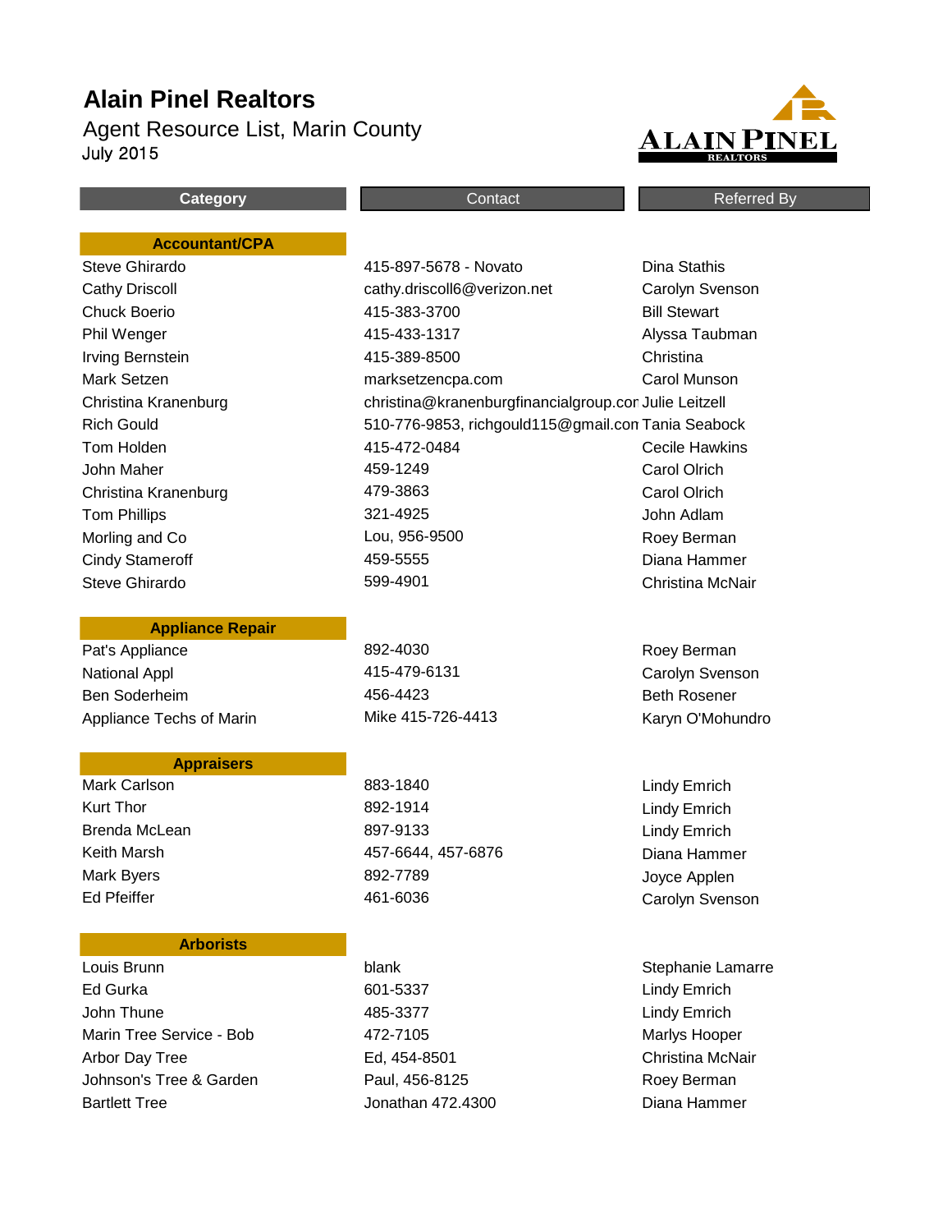# Alain Pinel Realtors

## Agent Resource List, Marin County

July 2015

| Category | Contact | Referred By |
|---|---|---|
| **Accountant/CPA** | | |
| Steve Ghirardo | 415-897-5678 - Novato | Dina Stathis |
| Cathy Driscoll | cathy.driscoll6@verizon.net | Carolyn Svenson |
| Chuck Boerio | 415-383-3700 | Bill Stewart |
| Phil Wenger | 415-433-1317 | Alyssa Taubman |
| Irving Bernstein | 415-389-8500 | Christina |
| Mark Setzen | marksetzencpa.com | Carol Munson |
| Christina Kranenburg | christina@kranenburgfinancialgroup.cor | Julie Leitzell |
| Rich Gould | 510-776-9853, richgould115@gmail.con | Tania Seabock |
| Tom Holden | 415-472-0484 | Cecile Hawkins |
| John Maher | 459-1249 | Carol Olrich |
| Christina Kranenburg | 479-3863 | Carol Olrich |
| Tom Phillips | 321-4925 | John Adlam |
| Morling and Co | Lou, 956-9500 | Roey Berman |
| Cindy Stameroff | 459-5555 | Diana Hammer |
| Steve Ghirardo | 599-4901 | Christina McNair |
| **Appliance Repair** | | |
| Pat's Appliance | 892-4030 | Roey Berman |
| National Appl | 415-479-6131 | Carolyn Svenson |
| Ben Soderheim | 456-4423 | Beth Rosener |
| Appliance Techs of Marin | Mike 415-726-4413 | Karyn O'Mohundro |
| **Appraisers** | | |
| Mark Carlson | 883-1840 | Lindy Emrich |
| Kurt Thor | 892-1914 | Lindy Emrich |
| Brenda McLean | 897-9133 | Lindy Emrich |
| Keith Marsh | 457-6644, 457-6876 | Diana Hammer |
| Mark Byers | 892-7789 | Joyce Applen |
| Ed Pfeiffer | 461-6036 | Carolyn Svenson |
| **Arborists** | | |
| Louis Brunn | blank | Stephanie Lamarre |
| Ed Gurka | 601-5337 | Lindy Emrich |
| John Thune | 485-3377 | Lindy Emrich |
| Marin Tree Service - Bob | 472-7105 | Marlys Hooper |
| Arbor Day Tree | Ed, 454-8501 | Christina McNair |
| Johnson's Tree & Garden | Paul, 456-8125 | Roey Berman |
| Bartlett Tree | Jonathan 472.4300 | Diana Hammer |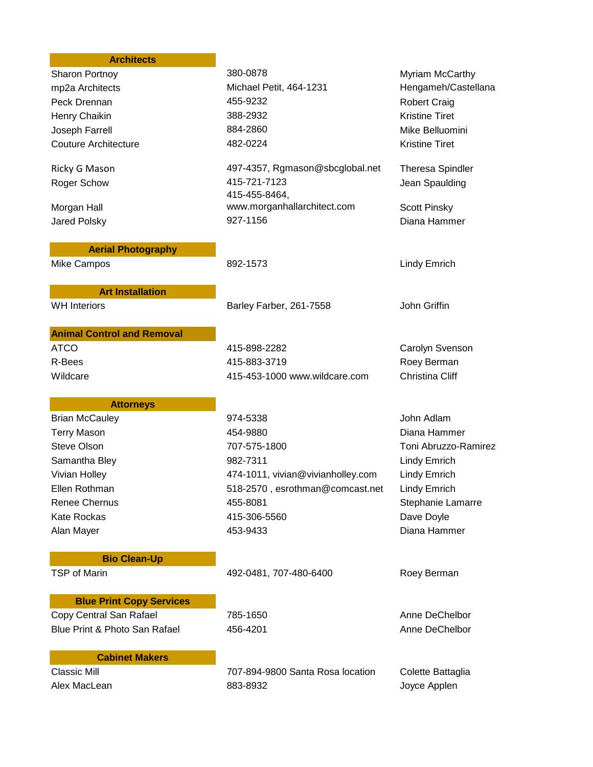## Architects

| | | |
|---|---|---|
| Sharon Portnoy | 380-0878 | Myriam McCarthy |
| mp2a Architects | Michael Petit, 464-1231 | Hengameh/Castellana |
| Peck Drennan | 455-9232 | Robert Craig |
| Henry Chaikin | 388-2932 | Kristine Tiret |
| Joseph Farrell | 884-2860 | Mike Belluomini |
| Couture Architecture | 482-0224 | Kristine Tiret |
| Ricky G Mason | 497-4357, Rgmason@sbcglobal.net | Theresa Spindler |
| Roger Schow | 415-721-7123 | Jean Spaulding |
| Morgan Hall | 415-455-8464, www.morganhallarchitect.com | Scott Pinsky |
| Jared Polsky | 927-1156 | Diana Hammer |

## Aerial Photography

| | | |
|---|---|---|
| Mike Campos | 892-1573 | Lindy Emrich |

## Art Installation

| | | |
|---|---|---|
| WH Interiors | Barley Farber, 261-7558 | John Griffin |

## Animal Control and Removal

| | | |
|---|---|---|
| ATCO | 415-898-2282 | Carolyn Svenson |
| R-Bees | 415-883-3719 | Roey Berman |
| Wildcare | 415-453-1000 www.wildcare.com | Christina Cliff |

## Attorneys

| | | |
|---|---|---|
| Brian McCauley | 974-5338 | John Adlam |
| Terry Mason | 454-9880 | Diana Hammer |
| Steve Olson | 707-575-1800 | Toni Abruzzo-Ramirez |
| Samantha Bley | 982-7311 | Lindy Emrich |
| Vivian Holley | 474-1011, vivian@vivianholley.com | Lindy Emrich |
| Ellen Rothman | 518-2570 , esrothman@comcast.net | Lindy Emrich |
| Renee Chernus | 455-8081 | Stephanie Lamarre |
| Kate Rockas | 415-306-5560 | Dave Doyle |
| Alan Mayer | 453-9433 | Diana Hammer |

## Bio Clean-Up

| | | |
|---|---|---|
| TSP of Marin | 492-0481, 707-480-6400 | Roey Berman |

## Blue Print Copy Services

| | | |
|---|---|---|
| Copy Central San Rafael | 785-1650 | Anne DeChelbor |
| Blue Print & Photo San Rafael | 456-4201 | Anne DeChelbor |

## Cabinet Makers

| | | |
|---|---|---|
| Classic Mill | 707-894-9800 Santa Rosa location | Colette Battaglia |
| Alex MacLean | 883-8932 | Joyce Applen |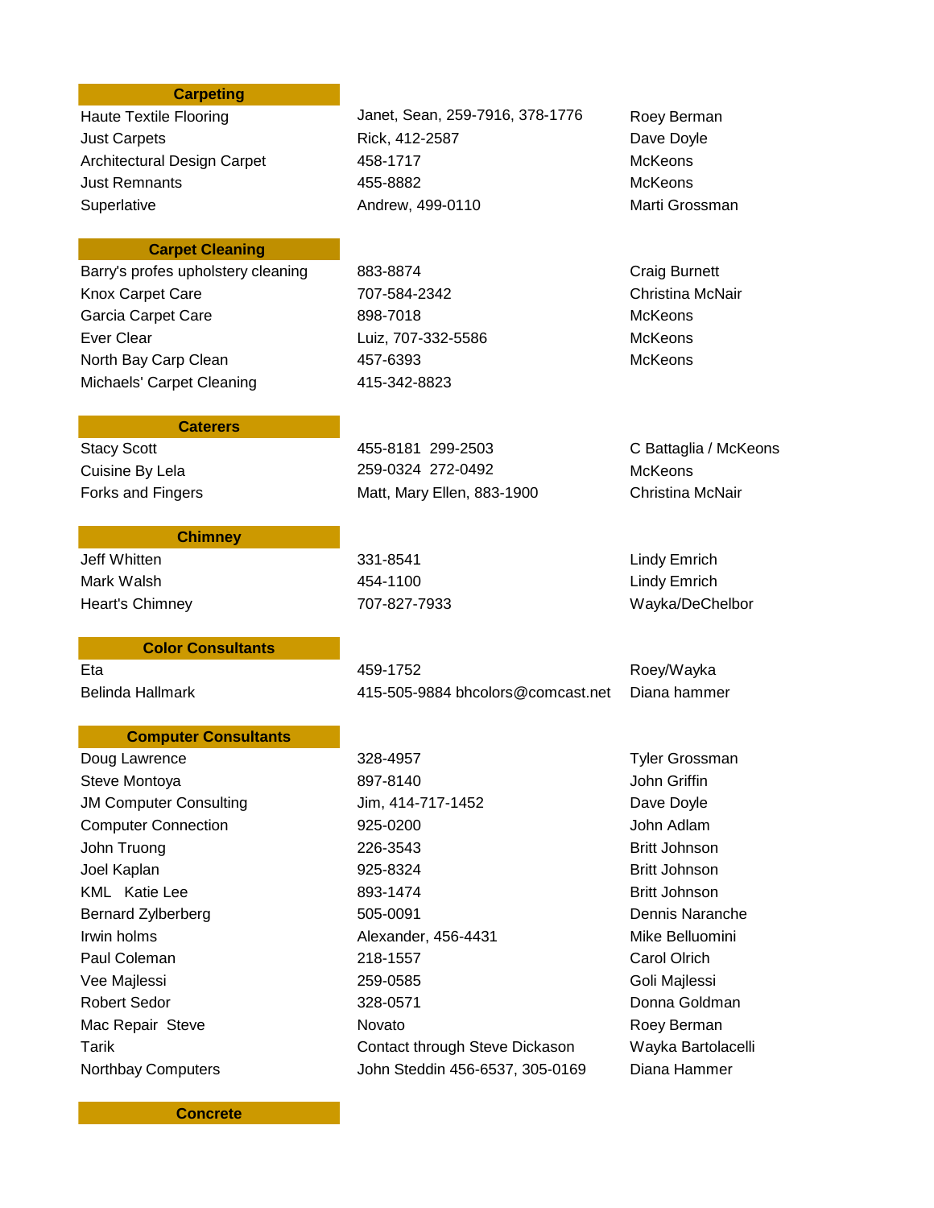## Carpeting

| | | |
|---|---|---|
| Haute Textile Flooring | Janet, Sean, 259-7916, 378-1776 | Roey Berman |
| Just Carpets | Rick, 412-2587 | Dave Doyle |
| Architectural Design Carpet | 458-1717 | McKeons |
| Just Remnants | 455-8882 | McKeons |
| Superlative | Andrew, 499-0110 | Marti Grossman |

## Carpet Cleaning

| | | |
|---|---|---|
| Barry's profes upholstery cleaning | 883-8874 | Craig Burnett |
| Knox Carpet Care | 707-584-2342 | Christina McNair |
| Garcia Carpet Care | 898-7018 | McKeons |
| Ever Clear | Luiz, 707-332-5586 | McKeons |
| North Bay Carp Clean | 457-6393 | McKeons |
| Michaels' Carpet Cleaning | 415-342-8823 | |

## Caterers

| | | |
|---|---|---|
| Stacy Scott | 455-8181 299-2503 | C Battaglia / McKeons |
| Cuisine By Lela | 259-0324 272-0492 | McKeons |
| Forks and Fingers | Matt, Mary Ellen, 883-1900 | Christina McNair |

## Chimney

| | | |
|---|---|---|
| Jeff Whitten | 331-8541 | Lindy Emrich |
| Mark Walsh | 454-1100 | Lindy Emrich |
| Heart's Chimney | 707-827-7933 | Wayka/DeChelbor |

## Color Consultants

| | | |
|---|---|---|
| Eta | 459-1752 | Roey/Wayka |
| Belinda Hallmark | 415-505-9884 bhcolors@comcast.net | Diana hammer |

## Computer Consultants

| | | |
|---|---|---|
| Doug Lawrence | 328-4957 | Tyler Grossman |
| Steve Montoya | 897-8140 | John Griffin |
| JM Computer Consulting | Jim, 414-717-1452 | Dave Doyle |
| Computer Connection | 925-0200 | John Adlam |
| John Truong | 226-3543 | Britt Johnson |
| Joel Kaplan | 925-8324 | Britt Johnson |
| KML Katie Lee | 893-1474 | Britt Johnson |
| Bernard Zylberberg | 505-0091 | Dennis Naranche |
| Irwin holms | Alexander, 456-4431 | Mike Belluomini |
| Paul Coleman | 218-1557 | Carol Olrich |
| Vee Majlessi | 259-0585 | Goli Majlessi |
| Robert Sedor | 328-0571 | Donna Goldman |
| Mac Repair Steve | Novato | Roey Berman |
| Tarik | Contact through Steve Dickason | Wayka Bartolacelli |
| Northbay Computers | John Steddin 456-6537, 305-0169 | Diana Hammer |

## Concrete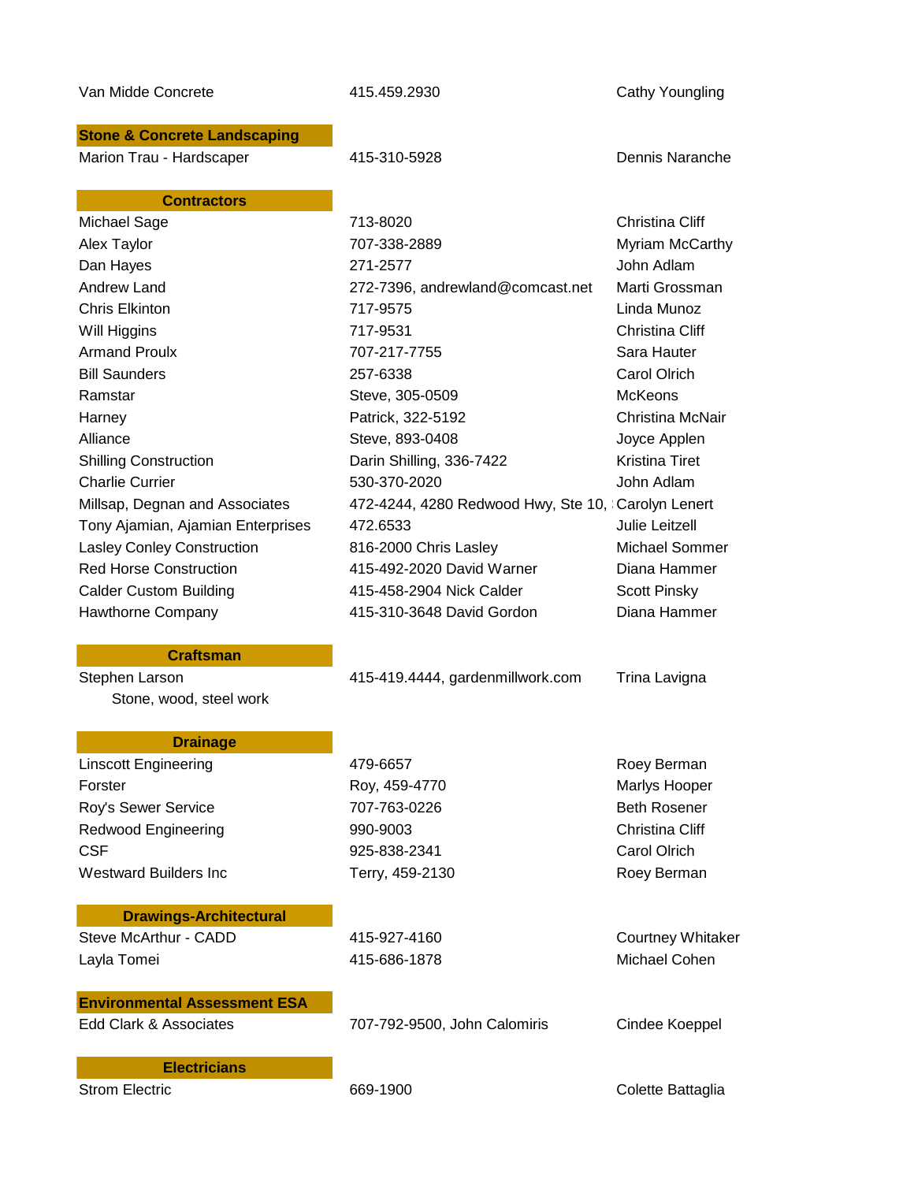| | | |
|---|---|---|
| Van Midde Concrete | 415.459.2930 | Cathy Youngling |

## Stone & Concrete Landscaping

| | | |
|---|---|---|
| Marion Trau - Hardscaper | 415-310-5928 | Dennis Naranche |

## Contractors

| | | |
|---|---|---|
| Michael Sage | 713-8020 | Christina Cliff |
| Alex Taylor | 707-338-2889 | Myriam McCarthy |
| Dan Hayes | 271-2577 | John Adlam |
| Andrew Land | 272-7396, andrewland@comcast.net | Marti Grossman |
| Chris Elkinton | 717-9575 | Linda Munoz |
| Will Higgins | 717-9531 | Christina Cliff |
| Armand Proulx | 707-217-7755 | Sara Hauter |
| Bill Saunders | 257-6338 | Carol Olrich |
| Ramstar | Steve, 305-0509 | McKeons |
| Harney | Patrick, 322-5192 | Christina McNair |
| Alliance | Steve, 893-0408 | Joyce Applen |
| Shilling Construction | Darin Shilling, 336-7422 | Kristina Tiret |
| Charlie Currier | 530-370-2020 | John Adlam |
| Millsap, Degnan and Associates | 472-4244, 4280 Redwood Hwy, Ste 10, | Carolyn Lenert |
| Tony Ajamian, Ajamian Enterprises | 472.6533 | Julie Leitzell |
| Lasley Conley Construction | 816-2000 Chris Lasley | Michael Sommer |
| Red Horse Construction | 415-492-2020 David Warner | Diana Hammer |
| Calder Custom Building | 415-458-2904 Nick Calder | Scott Pinsky |
| Hawthorne Company | 415-310-3648 David Gordon | Diana Hammer |

## Craftsman

| | | |
|---|---|---|
| Stephen Larson | 415-419.4444, gardenmillwork.com | Trina Lavigna |
| Stone, wood, steel work | | |

## Drainage

| | | |
|---|---|---|
| Linscott Engineering | 479-6657 | Roey Berman |
| Forster | Roy, 459-4770 | Marlys Hooper |
| Roy's Sewer Service | 707-763-0226 | Beth Rosener |
| Redwood Engineering | 990-9003 | Christina Cliff |
| CSF | 925-838-2341 | Carol Olrich |
| Westward Builders Inc | Terry, 459-2130 | Roey Berman |

## Drawings-Architectural

| | | |
|---|---|---|
| Steve McArthur - CADD | 415-927-4160 | Courtney Whitaker |
| Layla Tomei | 415-686-1878 | Michael Cohen |

## Environmental Assessment ESA

| | | |
|---|---|---|
| Edd Clark & Associates | 707-792-9500, John Calomiris | Cindee Koeppel |

## Electricians

| | | |
|---|---|---|
| Strom Electric | 669-1900 | Colette Battaglia |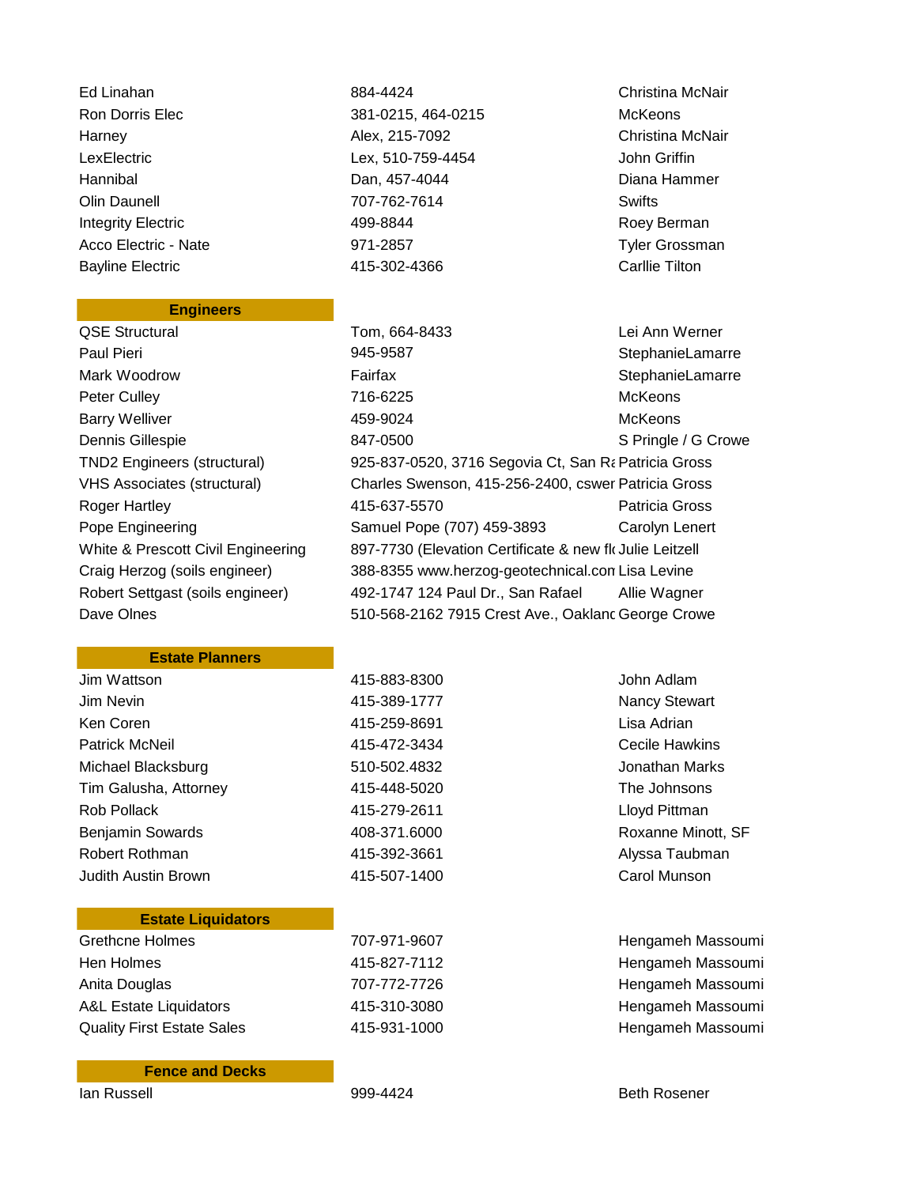| | | |
|---|---|---|
| Ed Linahan | 884-4424 | Christina McNair |
| Ron Dorris Elec | 381-0215, 464-0215 | McKeons |
| Harney | Alex, 215-7092 | Christina McNair |
| LexElectric | Lex, 510-759-4454 | John Griffin |
| Hannibal | Dan, 457-4044 | Diana Hammer |
| Olin Daunell | 707-762-7614 | Swifts |
| Integrity Electric | 499-8844 | Roey Berman |
| Acco Electric - Nate | 971-2857 | Tyler Grossman |
| Bayline Electric | 415-302-4366 | Carllie Tilton |

| **Engineers** | | |
|---|---|---|
| QSE Structural | Tom, 664-8433 | Lei Ann Werner |
| Paul Pieri | 945-9587 | StephanieLamarre |
| Mark Woodrow | Fairfax | StephanieLamarre |
| Peter Culley | 716-6225 | McKeons |
| Barry Welliver | 459-9024 | McKeons |
| Dennis Gillespie | 847-0500 | S Pringle / G Crowe |
| TND2 Engineers (structural) | 925-837-0520, 3716 Segovia Ct, San Ra | Patricia Gross |
| VHS Associates (structural) | Charles Swenson, 415-256-2400, cswer | Patricia Gross |
| Roger Hartley | 415-637-5570 | Patricia Gross |
| Pope Engineering | Samuel Pope (707) 459-3893 | Carolyn Lenert |
| White & Prescott Civil Engineering | 897-7730 (Elevation Certificate & new fl | Julie Leitzell |
| Craig Herzog (soils engineer) | 388-8355 www.herzog-geotechnical.con | Lisa Levine |
| Robert Settgast (soils engineer) | 492-1747 124 Paul Dr., San Rafael | Allie Wagner |
| Dave Olnes | 510-568-2162 7915 Crest Ave., Oaklanc | George Crowe |

| **Estate Planners** | | |
|---|---|---|
| Jim Wattson | 415-883-8300 | John Adlam |
| Jim Nevin | 415-389-1777 | Nancy Stewart |
| Ken Coren | 415-259-8691 | Lisa Adrian |
| Patrick McNeil | 415-472-3434 | Cecile Hawkins |
| Michael Blacksburg | 510.502.4832 | Jonathan Marks |
| Tim Galusha, Attorney | 415-448-5020 | The Johnsons |
| Rob Pollack | 415-279-2611 | Lloyd Pittman |
| Benjamin Sowards | 408.371.6000 | Roxanne Minott, SF |
| Robert Rothman | 415-392-3661 | Alyssa Taubman |
| Judith Austin Brown | 415-507-1400 | Carol Munson |

| **Estate Liquidators** | | |
|---|---|---|
| Grethcne Holmes | 707-971-9607 | Hengameh Massoumi |
| Hen Holmes | 415-827-7112 | Hengameh Massoumi |
| Anita Douglas | 707-772-7726 | Hengameh Massoumi |
| A&L Estate Liquidators | 415-310-3080 | Hengameh Massoumi |
| Quality First Estate Sales | 415-931-1000 | Hengameh Massoumi |

| **Fence and Decks** | | |
|---|---|---|
| Ian Russell | 999-4424 | Beth Rosener |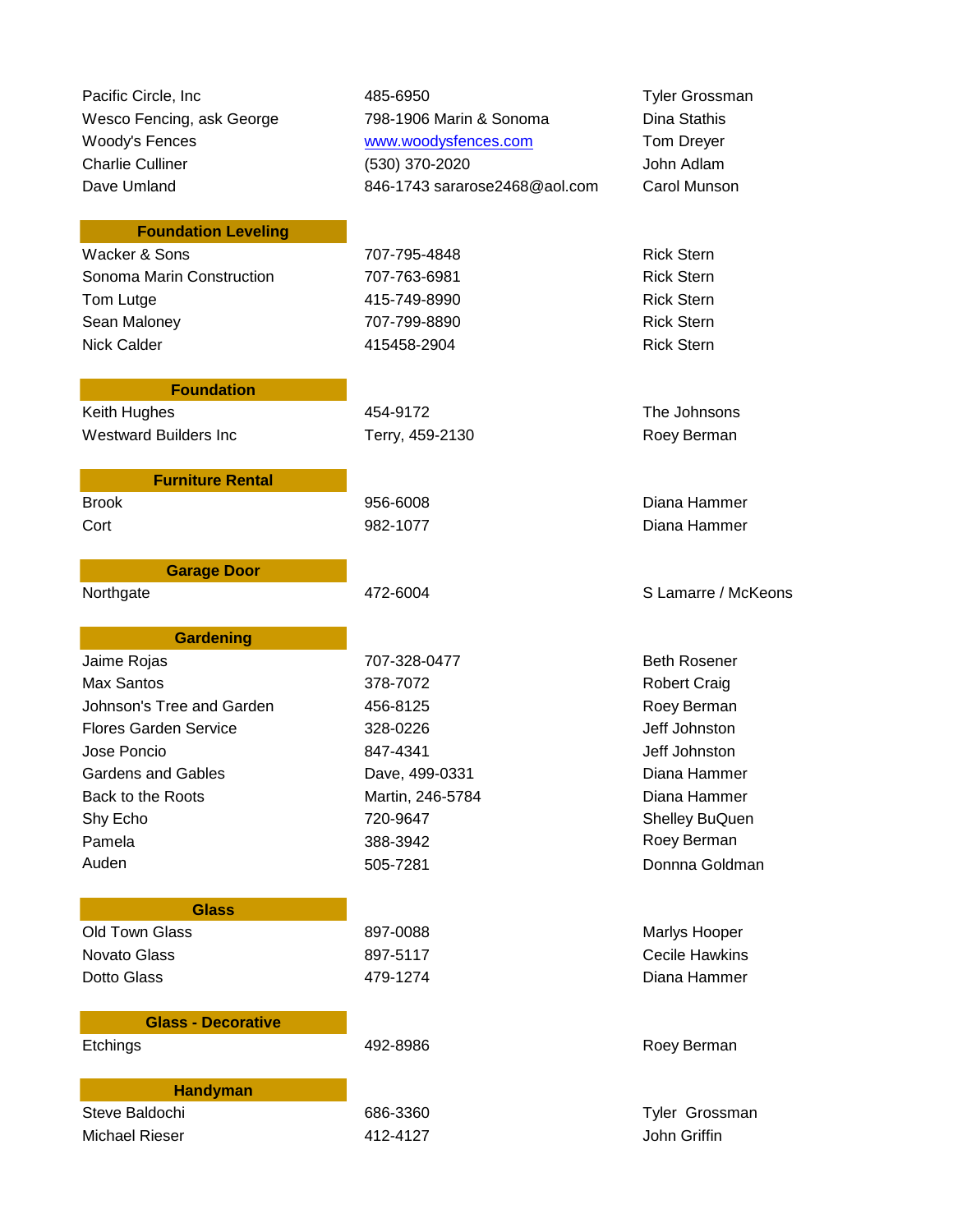| | | |
|---|---|---|
| Pacific Circle, Inc | 485-6950 | Tyler Grossman |
| Wesco Fencing, ask George | 798-1906 Marin & Sonoma | Dina Stathis |
| Woody's Fences | www.woodysfences.com | Tom Dreyer |
| Charlie Culliner | (530) 370-2020 | John Adlam |
| Dave Umland | 846-1743 sararose2468@aol.com | Carol Munson |

| Foundation Leveling | | |
|---|---|---|
| Wacker & Sons | 707-795-4848 | Rick Stern |
| Sonoma Marin Construction | 707-763-6981 | Rick Stern |
| Tom Lutge | 415-749-8990 | Rick Stern |
| Sean Maloney | 707-799-8890 | Rick Stern |
| Nick Calder | 415458-2904 | Rick Stern |

| Foundation | | |
|---|---|---|
| Keith Hughes | 454-9172 | The Johnsons |
| Westward Builders Inc | Terry, 459-2130 | Roey Berman |

| Furniture Rental | | |
|---|---|---|
| Brook | 956-6008 | Diana Hammer |
| Cort | 982-1077 | Diana Hammer |

| Garage Door | | |
|---|---|---|
| Northgate | 472-6004 | S Lamarre / McKeons |

| Gardening | | |
|---|---|---|
| Jaime Rojas | 707-328-0477 | Beth Rosener |
| Max Santos | 378-7072 | Robert Craig |
| Johnson's Tree and Garden | 456-8125 | Roey Berman |
| Flores Garden Service | 328-0226 | Jeff Johnston |
| Jose Poncio | 847-4341 | Jeff Johnston |
| Gardens and Gables | Dave, 499-0331 | Diana Hammer |
| Back to the Roots | Martin, 246-5784 | Diana Hammer |
| Shy Echo | 720-9647 | Shelley BuQuen |
| Pamela | 388-3942 | Roey Berman |
| Auden | 505-7281 | Donnna Goldman |

| Glass | | |
|---|---|---|
| Old Town Glass | 897-0088 | Marlys Hooper |
| Novato Glass | 897-5117 | Cecile Hawkins |
| Dotto Glass | 479-1274 | Diana Hammer |

| Glass - Decorative | | |
|---|---|---|
| Etchings | 492-8986 | Roey Berman |

| Handyman | | |
|---|---|---|
| Steve Baldochi | 686-3360 | Tyler Grossman |
| Michael Rieser | 412-4127 | John Griffin |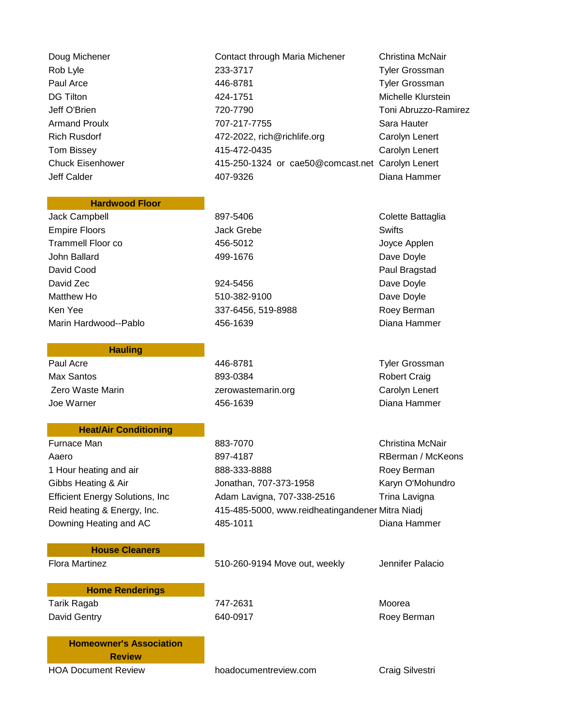| | | |
|---|---|---|
| Doug Michener | Contact through Maria Michener | Christina McNair |
| Rob Lyle | 233-3717 | Tyler Grossman |
| Paul Arce | 446-8781 | Tyler Grossman |
| DG Tilton | 424-1751 | Michelle Klurstein |
| Jeff O'Brien | 720-7790 | Toni Abruzzo-Ramirez |
| Armand Proulx | 707-217-7755 | Sara Hauter |
| Rich Rusdorf | 472-2022, rich@richlife.org | Carolyn Lenert |
| Tom Bissey | 415-472-0435 | Carolyn Lenert |
| Chuck Eisenhower | 415-250-1324 or cae50@comcast.net | Carolyn Lenert |
| Jeff Calder | 407-9326 | Diana Hammer |

**Hardwood Floor**

| | | |
|---|---|---|
| Jack Campbell | 897-5406 | Colette Battaglia |
| Empire Floors | Jack Grebe | Swifts |
| Trammell Floor co | 456-5012 | Joyce Applen |
| John Ballard | 499-1676 | Dave Doyle |
| David Cood | | Paul Bragstad |
| David Zec | 924-5456 | Dave Doyle |
| Matthew Ho | 510-382-9100 | Dave Doyle |
| Ken Yee | 337-6456, 519-8988 | Roey Berman |
| Marin Hardwood--Pablo | 456-1639 | Diana Hammer |

**Hauling**

| | | |
|---|---|---|
| Paul Acre | 446-8781 | Tyler Grossman |
| Max Santos | 893-0384 | Robert Craig |
| Zero Waste Marin | zerowastemarin.org | Carolyn Lenert |
| Joe Warner | 456-1639 | Diana Hammer |

**Heat/Air Conditioning**

| | | |
|---|---|---|
| Furnace Man | 883-7070 | Christina McNair |
| Aaero | 897-4187 | RBerman / McKeons |
| 1 Hour heating and air | 888-333-8888 | Roey Berman |
| Gibbs Heating & Air | Jonathan, 707-373-1958 | Karyn O'Mohundro |
| Efficient Energy Solutions, Inc | Adam Lavigna, 707-338-2516 | Trina Lavigna |
| Reid heating & Energy, Inc. | 415-485-5000, www.reidheatingandener | Mitra Niadj |
| Downing Heating and AC | 485-1011 | Diana Hammer |

**House Cleaners**

| | | |
|---|---|---|
| Flora Martinez | 510-260-9194 Move out, weekly | Jennifer Palacio |

**Home Renderings**

| | | |
|---|---|---|
| Tarik Ragab | 747-2631 | Moorea |
| David Gentry | 640-0917 | Roey Berman |

**Homeowner's Association Review**

| | | |
|---|---|---|
| HOA Document Review | hoadocumentreview.com | Craig Silvestri |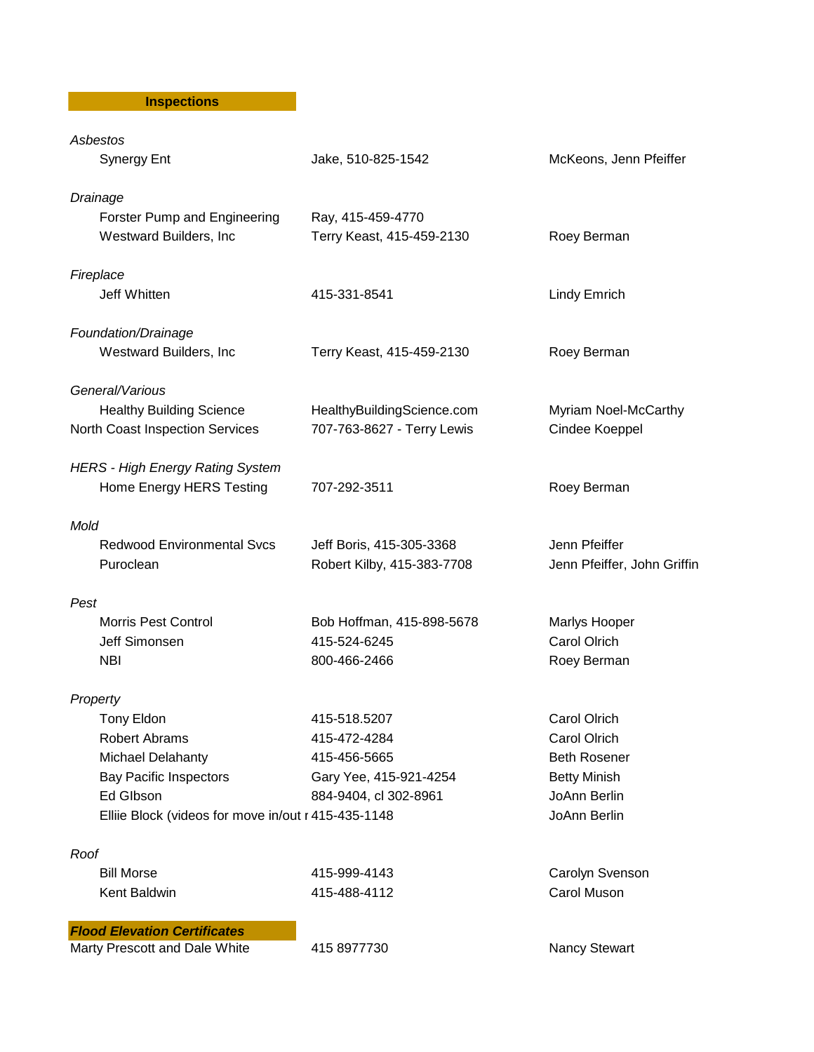## Inspections

| Category / Company | Contact | Referred by |
|---|---|---|
| *Asbestos* | | |
| Synergy Ent | Jake, 510-825-1542 | McKeons, Jenn Pfeiffer |
| *Drainage* | | |
| Forster Pump and Engineering | Ray, 415-459-4770 | |
| Westward Builders, Inc | Terry Keast, 415-459-2130 | Roey Berman |
| *Fireplace* | | |
| Jeff Whitten | 415-331-8541 | Lindy Emrich |
| *Foundation/Drainage* | | |
| Westward Builders, Inc | Terry Keast, 415-459-2130 | Roey Berman |
| *General/Various* | | |
| Healthy Building Science | HealthyBuildingScience.com | Myriam Noel-McCarthy |
| North Coast Inspection Services | 707-763-8627 - Terry Lewis | Cindee Koeppel |
| *HERS - High Energy Rating System* | | |
| Home Energy HERS Testing | 707-292-3511 | Roey Berman |
| *Mold* | | |
| Redwood Environmental Svcs | Jeff Boris, 415-305-3368 | Jenn Pfeiffer |
| Puroclean | Robert Kilby, 415-383-7708 | Jenn Pfeiffer, John Griffin |
| *Pest* | | |
| Morris Pest Control | Bob Hoffman, 415-898-5678 | Marlys Hooper |
| Jeff Simonsen | 415-524-6245 | Carol Olrich |
| NBI | 800-466-2466 | Roey Berman |
| *Property* | | |
| Tony Eldon | 415-518.5207 | Carol Olrich |
| Robert Abrams | 415-472-4284 | Carol Olrich |
| Michael Delahanty | 415-456-5665 | Beth Rosener |
| Bay Pacific Inspectors | Gary Yee, 415-921-4254 | Betty Minish |
| Ed GIbson | 884-9404, cl 302-8961 | JoAnn Berlin |
| Elliie Block (videos for move in/out r | 415-435-1148 | JoAnn Berlin |
| *Roof* | | |
| Bill Morse | 415-999-4143 | Carolyn Svenson |
| Kent Baldwin | 415-488-4112 | Carol Muson |

## ***Flood Elevation Certificates***

| Company | Contact | Referred by |
|---|---|---|
| Marty Prescott and Dale White | 415 8977730 | Nancy Stewart |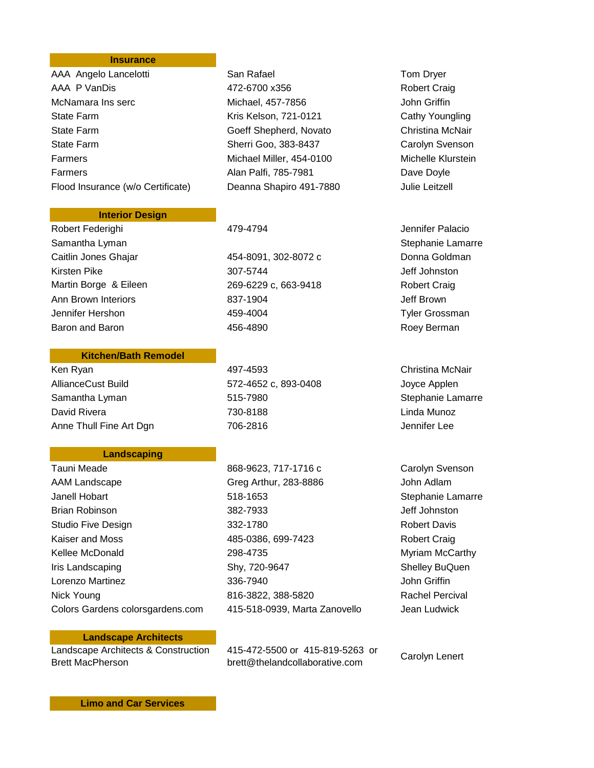## Insurance

| Insurance | | |
|---|---|---|
| AAA  Angelo Lancelotti | San Rafael | Tom Dryer |
| AAA  P VanDis | 472-6700 x356 | Robert Craig |
| McNamara Ins serc | Michael, 457-7856 | John Griffin |
| State Farm | Kris Kelson, 721-0121 | Cathy Youngling |
| State Farm | Goeff Shepherd, Novato | Christina McNair |
| State Farm | Sherri Goo, 383-8437 | Carolyn Svenson |
| Farmers | Michael Miller, 454-0100 | Michelle Klurstein |
| Farmers | Alan Palfi, 785-7981 | Dave Doyle |
| Flood Insurance (w/o Certificate) | Deanna Shapiro 491-7880 | Julie Leitzell |

## Interior Design

| Interior Design | | |
|---|---|---|
| Robert Federighi | 479-4794 | Jennifer Palacio |
| Samantha Lyman | | Stephanie Lamarre |
| Caitlin Jones Ghajar | 454-8091, 302-8072 c | Donna Goldman |
| Kirsten Pike | 307-5744 | Jeff Johnston |
| Martin Borge  & Eileen | 269-6229 c, 663-9418 | Robert Craig |
| Ann Brown Interiors | 837-1904 | Jeff Brown |
| Jennifer Hershon | 459-4004 | Tyler Grossman |
| Baron and Baron | 456-4890 | Roey Berman |

## Kitchen/Bath Remodel

| Kitchen/Bath Remodel | | |
|---|---|---|
| Ken Ryan | 497-4593 | Christina McNair |
| AllianceCust Build | 572-4652 c, 893-0408 | Joyce Applen |
| Samantha Lyman | 515-7980 | Stephanie Lamarre |
| David Rivera | 730-8188 | Linda Munoz |
| Anne Thull Fine Art Dgn | 706-2816 | Jennifer Lee |

## Landscaping

| Landscaping | | |
|---|---|---|
| Tauni Meade | 868-9623, 717-1716 c | Carolyn Svenson |
| AAM Landscape | Greg Arthur, 283-8886 | John Adlam |
| Janell Hobart | 518-1653 | Stephanie Lamarre |
| Brian Robinson | 382-7933 | Jeff Johnston |
| Studio Five Design | 332-1780 | Robert Davis |
| Kaiser and Moss | 485-0386, 699-7423 | Robert Craig |
| Kellee McDonald | 298-4735 | Myriam McCarthy |
| Iris Landscaping | Shy, 720-9647 | Shelley BuQuen |
| Lorenzo Martinez | 336-7940 | John Griffin |
| Nick Young | 816-3822, 388-5820 | Rachel Percival |
| Colors Gardens colorsgardens.com | 415-518-0939, Marta Zanovello | Jean Ludwick |

## Landscape Architects

| Landscape Architects | | |
|---|---|---|
| Landscape Architects & Construction Brett MacPherson | 415-472-5500 or 415-819-5263 or brett@thelandcollaborative.com | Carolyn Lenert |

## Limo and Car Services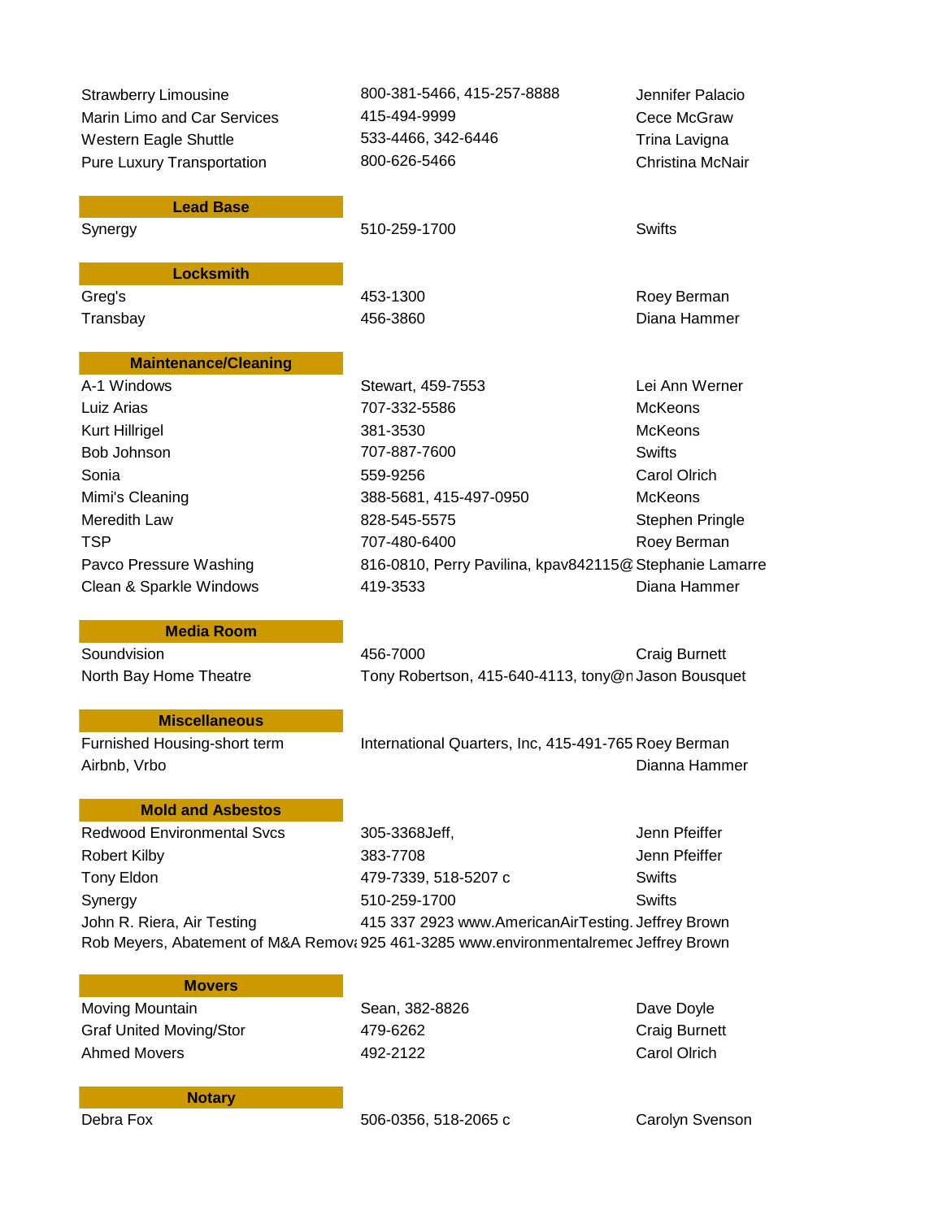| | | |
|---|---|---|
| Strawberry Limousine | 800-381-5466, 415-257-8888 | Jennifer Palacio |
| Marin Limo and Car Services | 415-494-9999 | Cece McGraw |
| Western Eagle Shuttle | 533-4466, 342-6446 | Trina Lavigna |
| Pure Luxury Transportation | 800-626-5466 | Christina McNair |

| **Lead Base** | | |
|---|---|---|
| Synergy | 510-259-1700 | Swifts |

| **Locksmith** | | |
|---|---|---|
| Greg's | 453-1300 | Roey Berman |
| Transbay | 456-3860 | Diana Hammer |

| **Maintenance/Cleaning** | | |
|---|---|---|
| A-1 Windows | Stewart, 459-7553 | Lei Ann Werner |
| Luiz Arias | 707-332-5586 | McKeons |
| Kurt Hillrigel | 381-3530 | McKeons |
| Bob Johnson | 707-887-7600 | Swifts |
| Sonia | 559-9256 | Carol Olrich |
| Mimi's Cleaning | 388-5681, 415-497-0950 | McKeons |
| Meredith Law | 828-545-5575 | Stephen Pringle |
| TSP | 707-480-6400 | Roey Berman |
| Pavco Pressure Washing | 816-0810, Perry Pavilina, kpav842115@ | Stephanie Lamarre |
| Clean & Sparkle Windows | 419-3533 | Diana Hammer |

| **Media Room** | | |
|---|---|---|
| Soundvision | 456-7000 | Craig Burnett |
| North Bay Home Theatre | Tony Robertson, 415-640-4113, tony@n | Jason Bousquet |

| **Miscellaneous** | | |
|---|---|---|
| Furnished Housing-short term | International Quarters, Inc, 415-491-765 | Roey Berman |
| Airbnb, Vrbo | | Dianna Hammer |

| **Mold and Asbestos** | | |
|---|---|---|
| Redwood Environmental Svcs | 305-3368Jeff, | Jenn Pfeiffer |
| Robert Kilby | 383-7708 | Jenn Pfeiffer |
| Tony Eldon | 479-7339, 518-5207 c | Swifts |
| Synergy | 510-259-1700 | Swifts |
| John R. Riera, Air Testing | 415 337 2923 www.AmericanAirTesting. | Jeffrey Brown |
| Rob Meyers, Abatement of M&A Remova | 925 461-3285 www.environmentalremec | Jeffrey Brown |

| **Movers** | | |
|---|---|---|
| Moving Mountain | Sean, 382-8826 | Dave Doyle |
| Graf United Moving/Stor | 479-6262 | Craig Burnett |
| Ahmed Movers | 492-2122 | Carol Olrich |

| **Notary** | | |
|---|---|---|
| Debra Fox | 506-0356, 518-2065 c | Carolyn Svenson |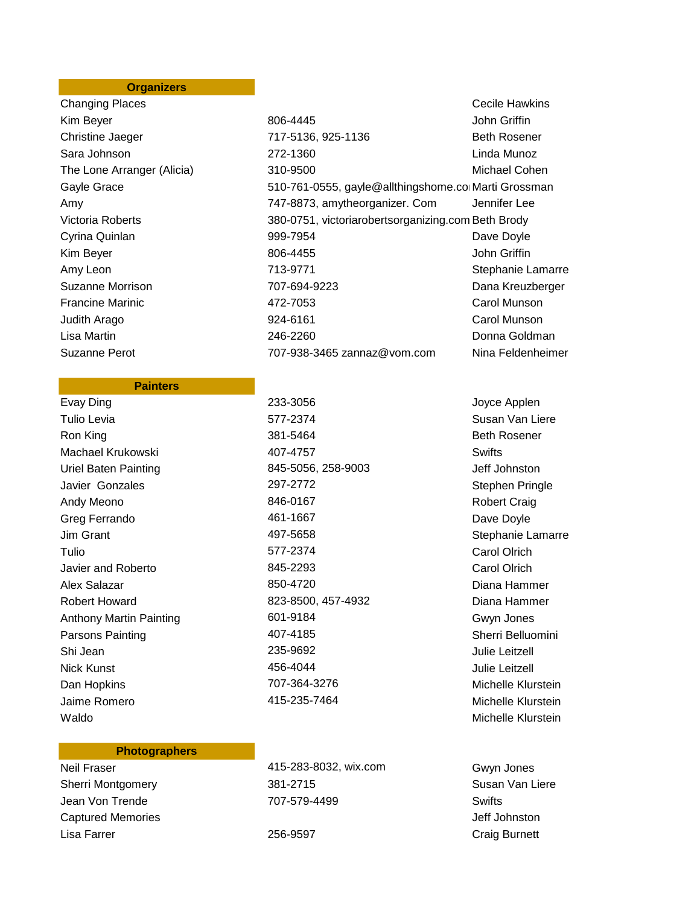| Organizers | | |
|---|---|---|
| Changing Places | | Cecile Hawkins |
| Kim Beyer | 806-4445 | John Griffin |
| Christine Jaeger | 717-5136, 925-1136 | Beth Rosener |
| Sara Johnson | 272-1360 | Linda Munoz |
| The Lone Arranger (Alicia) | 310-9500 | Michael Cohen |
| Gayle Grace | 510-761-0555, gayle@allthingshome.co | Marti Grossman |
| Amy | 747-8873, amytheorganizer. Com | Jennifer Lee |
| Victoria Roberts | 380-0751, victoriarobertsorganizing.com | Beth Brody |
| Cyrina Quinlan | 999-7954 | Dave Doyle |
| Kim Beyer | 806-4455 | John Griffin |
| Amy Leon | 713-9771 | Stephanie Lamarre |
| Suzanne Morrison | 707-694-9223 | Dana Kreuzberger |
| Francine Marinic | 472-7053 | Carol Munson |
| Judith Arago | 924-6161 | Carol Munson |
| Lisa Martin | 246-2260 | Donna Goldman |
| Suzanne Perot | 707-938-3465 zannaz@vom.com | Nina Feldenheimer |

| Painters | | |
|---|---|---|
| Evay Ding | 233-3056 | Joyce Applen |
| Tulio Levia | 577-2374 | Susan Van Liere |
| Ron King | 381-5464 | Beth Rosener |
| Machael Krukowski | 407-4757 | Swifts |
| Uriel Baten Painting | 845-5056, 258-9003 | Jeff Johnston |
| Javier Gonzales | 297-2772 | Stephen Pringle |
| Andy Meono | 846-0167 | Robert Craig |
| Greg Ferrando | 461-1667 | Dave Doyle |
| Jim Grant | 497-5658 | Stephanie Lamarre |
| Tulio | 577-2374 | Carol Olrich |
| Javier and Roberto | 845-2293 | Carol Olrich |
| Alex Salazar | 850-4720 | Diana Hammer |
| Robert Howard | 823-8500, 457-4932 | Diana Hammer |
| Anthony Martin Painting | 601-9184 | Gwyn Jones |
| Parsons Painting | 407-4185 | Sherri Belluomini |
| Shi Jean | 235-9692 | Julie Leitzell |
| Nick Kunst | 456-4044 | Julie Leitzell |
| Dan Hopkins | 707-364-3276 | Michelle Klurstein |
| Jaime Romero | 415-235-7464 | Michelle Klurstein |
| Waldo | | Michelle Klurstein |

| Photographers | | |
|---|---|---|
| Neil Fraser | 415-283-8032, wix.com | Gwyn Jones |
| Sherri Montgomery | 381-2715 | Susan Van Liere |
| Jean Von Trende | 707-579-4499 | Swifts |
| Captured Memories | | Jeff Johnston |
| Lisa Farrer | 256-9597 | Craig Burnett |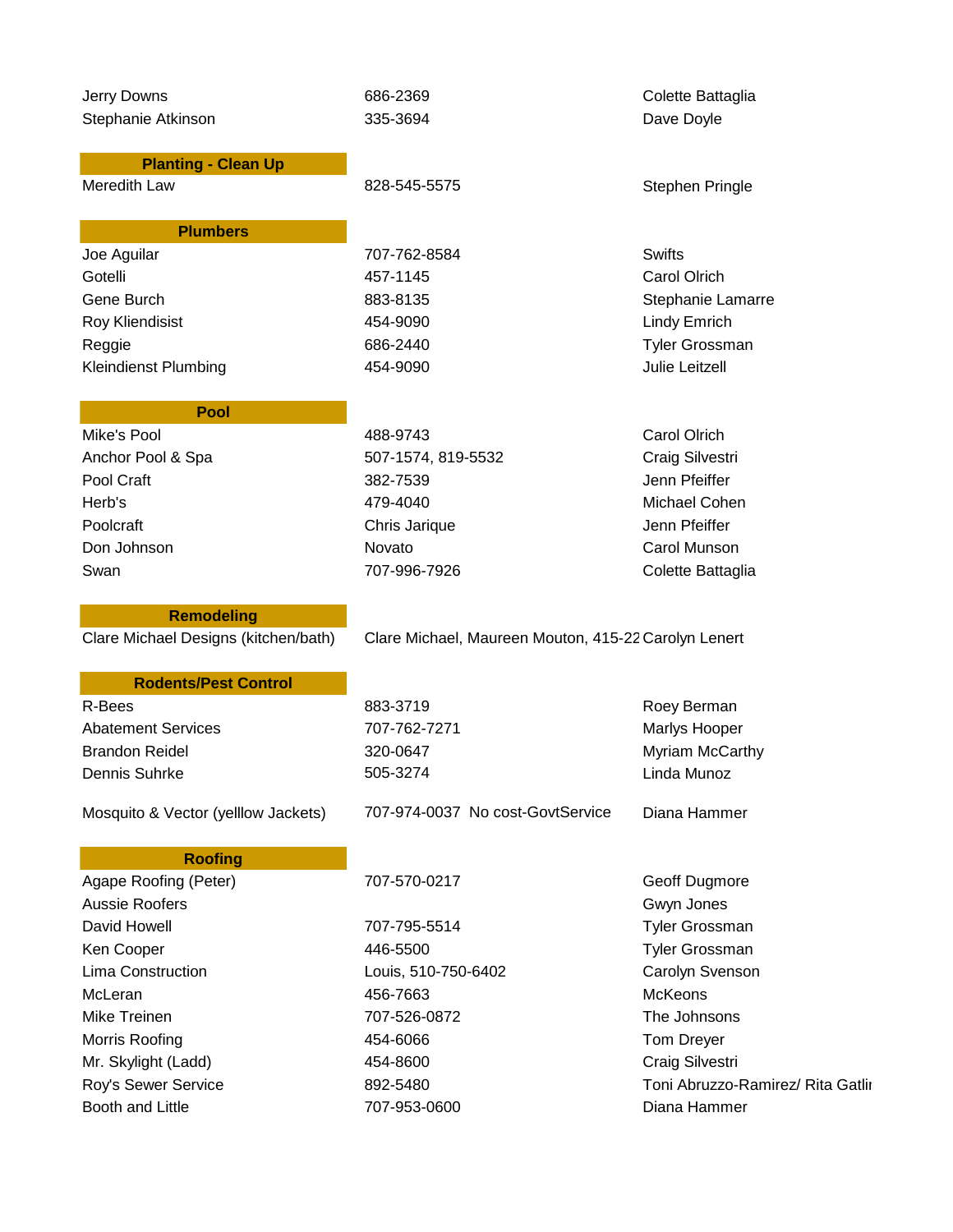| | | |
|---|---|---|
| Jerry Downs | 686-2369 | Colette Battaglia |
| Stephanie Atkinson | 335-3694 | Dave Doyle |

| **Planting - Clean Up** | | |
|---|---|---|
| Meredith Law | 828-545-5575 | Stephen Pringle |

| **Plumbers** | | |
|---|---|---|
| Joe Aguilar | 707-762-8584 | Swifts |
| Gotelli | 457-1145 | Carol Olrich |
| Gene Burch | 883-8135 | Stephanie Lamarre |
| Roy Kliendisist | 454-9090 | Lindy Emrich |
| Reggie | 686-2440 | Tyler Grossman |
| Kleindienst Plumbing | 454-9090 | Julie Leitzell |

| **Pool** | | |
|---|---|---|
| Mike's Pool | 488-9743 | Carol Olrich |
| Anchor Pool & Spa | 507-1574, 819-5532 | Craig Silvestri |
| Pool Craft | 382-7539 | Jenn Pfeiffer |
| Herb's | 479-4040 | Michael Cohen |
| Poolcraft | Chris Jarique | Jenn Pfeiffer |
| Don Johnson | Novato | Carol Munson |
| Swan | 707-996-7926 | Colette Battaglia |

| **Remodeling** | | |
|---|---|---|
| Clare Michael Designs (kitchen/bath) | Clare Michael, Maureen Mouton, 415-22 | Carolyn Lenert |

| **Rodents/Pest Control** | | |
|---|---|---|
| R-Bees | 883-3719 | Roey Berman |
| Abatement Services | 707-762-7271 | Marlys Hooper |
| Brandon Reidel | 320-0647 | Myriam McCarthy |
| Dennis Suhrke | 505-3274 | Linda Munoz |
| Mosquito & Vector (yelllow Jackets) | 707-974-0037 No cost-GovtService | Diana Hammer |

| **Roofing** | | |
|---|---|---|
| Agape Roofing (Peter) | 707-570-0217 | Geoff Dugmore |
| Aussie Roofers | | Gwyn Jones |
| David Howell | 707-795-5514 | Tyler Grossman |
| Ken Cooper | 446-5500 | Tyler Grossman |
| Lima Construction | Louis, 510-750-6402 | Carolyn Svenson |
| McLeran | 456-7663 | McKeons |
| Mike Treinen | 707-526-0872 | The Johnsons |
| Morris Roofing | 454-6066 | Tom Dreyer |
| Mr. Skylight (Ladd) | 454-8600 | Craig Silvestri |
| Roy's Sewer Service | 892-5480 | Toni Abruzzo-Ramirez/ Rita Gatli |
| Booth and Little | 707-953-0600 | Diana Hammer |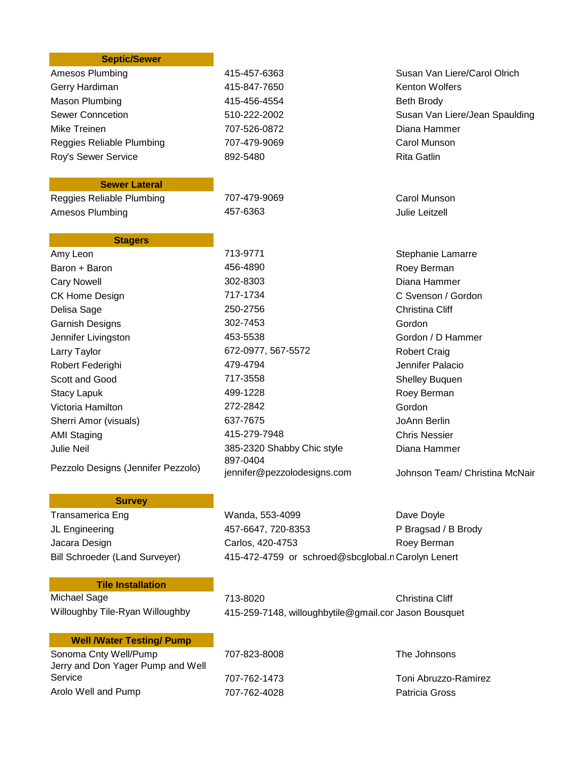| Septic/Sewer | | |
|---|---|---|
| Amesos Plumbing | 415-457-6363 | Susan Van Liere/Carol Olrich |
| Gerry Hardiman | 415-847-7650 | Kenton Wolfers |
| Mason Plumbing | 415-456-4554 | Beth Brody |
| Sewer Conncetion | 510-222-2002 | Susan Van Liere/Jean Spaulding |
| Mike Treinen | 707-526-0872 | Diana Hammer |
| Reggies Reliable Plumbing | 707-479-9069 | Carol Munson |
| Roy's Sewer Service | 892-5480 | Rita Gatlin |

| Sewer Lateral | | |
|---|---|---|
| Reggies Reliable Plumbing | 707-479-9069 | Carol Munson |
| Amesos Plumbing | 457-6363 | Julie Leitzell |

| Stagers | | |
|---|---|---|
| Amy Leon | 713-9771 | Stephanie Lamarre |
| Baron + Baron | 456-4890 | Roey Berman |
| Cary Nowell | 302-8303 | Diana Hammer |
| CK Home Design | 717-1734 | C Svenson / Gordon |
| Delisa Sage | 250-2756 | Christina Cliff |
| Garnish Designs | 302-7453 | Gordon |
| Jennifer Livingston | 453-5538 | Gordon / D Hammer |
| Larry Taylor | 672-0977, 567-5572 | Robert Craig |
| Robert Federighi | 479-4794 | Jennifer Palacio |
| Scott and Good | 717-3558 | Shelley Buquen |
| Stacy Lapuk | 499-1228 | Roey Berman |
| Victoria Hamilton | 272-2842 | Gordon |
| Sherri Amor (visuals) | 637-7675 | JoAnn Berlin |
| AMI Staging | 415-279-7948 | Chris Nessier |
| Julie Neil | 385-2320 Shabby Chic style | Diana Hammer |
| Pezzolo Designs (Jennifer Pezzolo) | 897-0404 jennifer@pezzolodesigns.com | Johnson Team/ Christina McNair |

| Survey | | |
|---|---|---|
| Transamerica Eng | Wanda, 553-4099 | Dave Doyle |
| JL Engineering | 457-6647, 720-8353 | P Bragsad / B Brody |
| Jacara Design | Carlos, 420-4753 | Roey Berman |
| Bill Schroeder (Land Surveyer) | 415-472-4759 or schroed@sbcglobal.n | Carolyn Lenert |

| Tile Installation | | |
|---|---|---|
| Michael Sage | 713-8020 | Christina Cliff |
| Willoughby Tile-Ryan Willoughby | 415-259-7148, willoughbytile@gmail.cor | Jason Bousquet |

| Well /Water Testing/ Pump | | |
|---|---|---|
| Sonoma Cnty Well/Pump | 707-823-8008 | The Johnsons |
| Jerry and Don Yager Pump and Well Service | 707-762-1473 | Toni Abruzzo-Ramirez |
| Arolo Well and Pump | 707-762-4028 | Patricia Gross |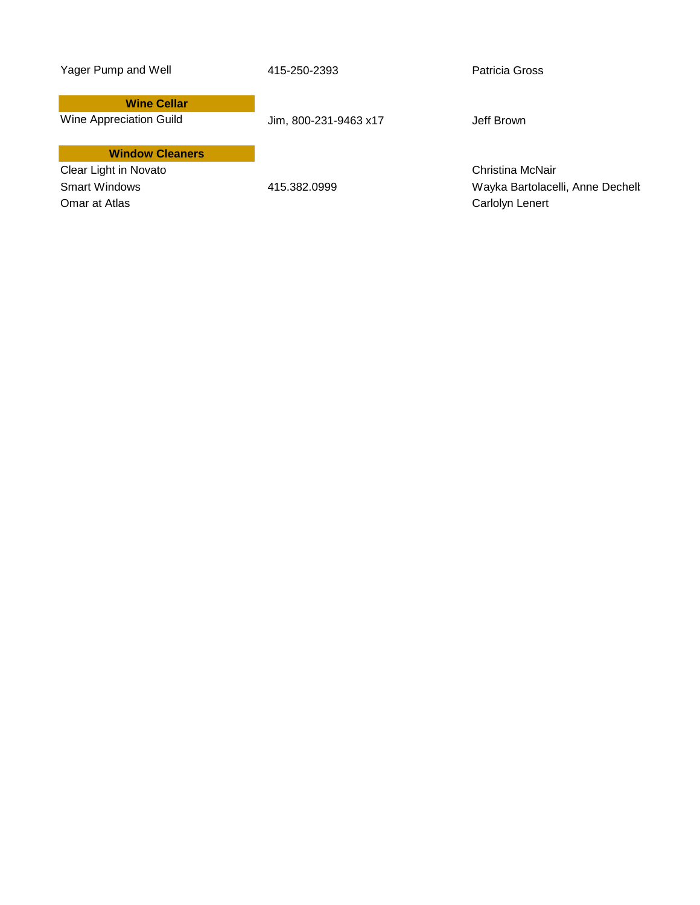| | | |
|---|---|---|
| Yager Pump and Well | 415-250-2393 | Patricia Gross |
| **Wine Cellar** | | |
| Wine Appreciation Guild | Jim, 800-231-9463 x17 | Jeff Brown |
| **Window Cleaners** | | |
| Clear Light in Novato | | Christina McNair |
| Smart Windows | 415.382.0999 | Wayka Bartolacelli, Anne Dechelt |
| Omar at Atlas | | Carlolyn Lenert |